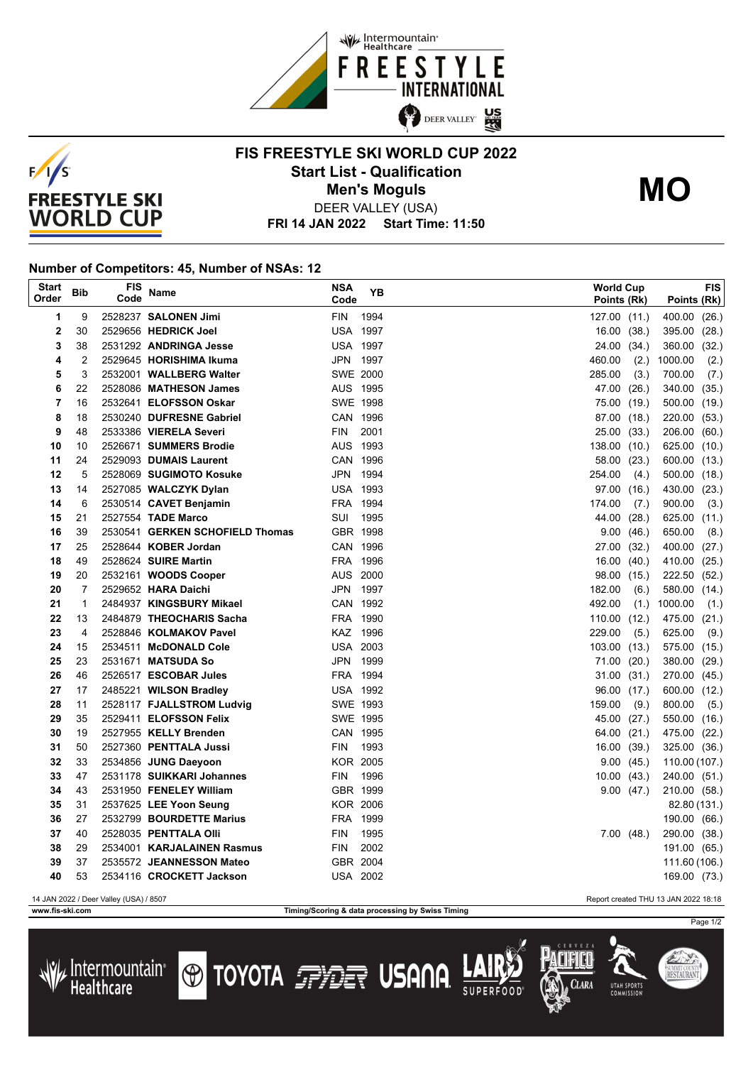# FIS FREESTYLE SKI WORLD CUP 2022

## Start List - Qualification

## Men's Moguls

**MO**

DEER VALLEY (USA)

**FRI 14 JAN 2022 Start Time: 11:50**

### Number of Competitors: 45, Number of NSAs: 12

| Start Order | Bib | FIS Code | Name | NSA Code | YB | World Cup Points (Rk) | FIS Points (Rk) |
|---|---|---|---|---|---|---|---|
| 1 | 9 | 2528237 | **SALONEN Jimi** | FIN | 1994 | 127.00 (11.) | 400.00 (26.) |
| 2 | 30 | 2529656 | **HEDRICK Joel** | USA | 1997 | 16.00 (38.) | 395.00 (28.) |
| 3 | 38 | 2531292 | **ANDRINGA Jesse** | USA | 1997 | 24.00 (34.) | 360.00 (32.) |
| 4 | 2 | 2529645 | **HORISHIMA Ikuma** | JPN | 1997 | 460.00 (2.) | 1000.00 (2.) |
| 5 | 3 | 2532001 | **WALLBERG Walter** | SWE | 2000 | 285.00 (3.) | 700.00 (7.) |
| 6 | 22 | 2528086 | **MATHESON James** | AUS | 1995 | 47.00 (26.) | 340.00 (35.) |
| 7 | 16 | 2532641 | **ELOFSSON Oskar** | SWE | 1998 | 75.00 (19.) | 500.00 (19.) |
| 8 | 18 | 2530240 | **DUFRESNE Gabriel** | CAN | 1996 | 87.00 (18.) | 220.00 (53.) |
| 9 | 48 | 2533386 | **VIERELA Severi** | FIN | 2001 | 25.00 (33.) | 206.00 (60.) |
| 10 | 10 | 2526671 | **SUMMERS Brodie** | AUS | 1993 | 138.00 (10.) | 625.00 (10.) |
| 11 | 24 | 2529093 | **DUMAIS Laurent** | CAN | 1996 | 58.00 (23.) | 600.00 (13.) |
| 12 | 5 | 2528069 | **SUGIMOTO Kosuke** | JPN | 1994 | 254.00 (4.) | 500.00 (18.) |
| 13 | 14 | 2527085 | **WALCZYK Dylan** | USA | 1993 | 97.00 (16.) | 430.00 (23.) |
| 14 | 6 | 2530514 | **CAVET Benjamin** | FRA | 1994 | 174.00 (7.) | 900.00 (3.) |
| 15 | 21 | 2527554 | **TADE Marco** | SUI | 1995 | 44.00 (28.) | 625.00 (11.) |
| 16 | 39 | 2530541 | **GERKEN SCHOFIELD Thomas** | GBR | 1998 | 9.00 (46.) | 650.00 (8.) |
| 17 | 25 | 2528644 | **KOBER Jordan** | CAN | 1996 | 27.00 (32.) | 400.00 (27.) |
| 18 | 49 | 2528624 | **SUIRE Martin** | FRA | 1996 | 16.00 (40.) | 410.00 (25.) |
| 19 | 20 | 2532161 | **WOODS Cooper** | AUS | 2000 | 98.00 (15.) | 222.50 (52.) |
| 20 | 7 | 2529652 | **HARA Daichi** | JPN | 1997 | 182.00 (6.) | 580.00 (14.) |
| 21 | 1 | 2484937 | **KINGSBURY Mikael** | CAN | 1992 | 492.00 (1.) | 1000.00 (1.) |
| 22 | 13 | 2484879 | **THEOCHARIS Sacha** | FRA | 1990 | 110.00 (12.) | 475.00 (21.) |
| 23 | 4 | 2528846 | **KOLMAKOV Pavel** | KAZ | 1996 | 229.00 (5.) | 625.00 (9.) |
| 24 | 15 | 2534511 | **McDONALD Cole** | USA | 2003 | 103.00 (13.) | 575.00 (15.) |
| 25 | 23 | 2531671 | **MATSUDA So** | JPN | 1999 | 71.00 (20.) | 380.00 (29.) |
| 26 | 46 | 2526517 | **ESCOBAR Jules** | FRA | 1994 | 31.00 (31.) | 270.00 (45.) |
| 27 | 17 | 2485221 | **WILSON Bradley** | USA | 1992 | 96.00 (17.) | 600.00 (12.) |
| 28 | 11 | 2528117 | **FJALLSTROM Ludvig** | SWE | 1993 | 159.00 (9.) | 800.00 (5.) |
| 29 | 35 | 2529411 | **ELOFSSON Felix** | SWE | 1995 | 45.00 (27.) | 550.00 (16.) |
| 30 | 19 | 2527955 | **KELLY Brenden** | CAN | 1995 | 64.00 (21.) | 475.00 (22.) |
| 31 | 50 | 2527360 | **PENTTALA Jussi** | FIN | 1993 | 16.00 (39.) | 325.00 (36.) |
| 32 | 33 | 2534856 | **JUNG Daeyoon** | KOR | 2005 | 9.00 (45.) | 110.00 (107.) |
| 33 | 47 | 2531178 | **SUIKKARI Johannes** | FIN | 1996 | 10.00 (43.) | 240.00 (51.) |
| 34 | 43 | 2531950 | **FENELEY William** | GBR | 1999 | 9.00 (47.) | 210.00 (58.) |
| 35 | 31 | 2537625 | **LEE Yoon Seung** | KOR | 2006 | | 82.80 (131.) |
| 36 | 27 | 2532799 | **BOURDETTE Marius** | FRA | 1999 | | 190.00 (66.) |
| 37 | 40 | 2528035 | **PENTTALA Olli** | FIN | 1995 | 7.00 (48.) | 290.00 (38.) |
| 38 | 29 | 2534001 | **KARJALAINEN Rasmus** | FIN | 2002 | | 191.00 (65.) |
| 39 | 37 | 2535572 | **JEANNESSON Mateo** | GBR | 2004 | | 111.60 (106.) |
| 40 | 53 | 2534116 | **CROCKETT Jackson** | USA | 2002 | | 169.00 (73.) |

14 JAN 2022 / Deer Valley (USA) / 8507 — Report created THU 13 JAN 2022 18:18

www.fis-ski.com — Timing/Scoring & data processing by Swiss Timing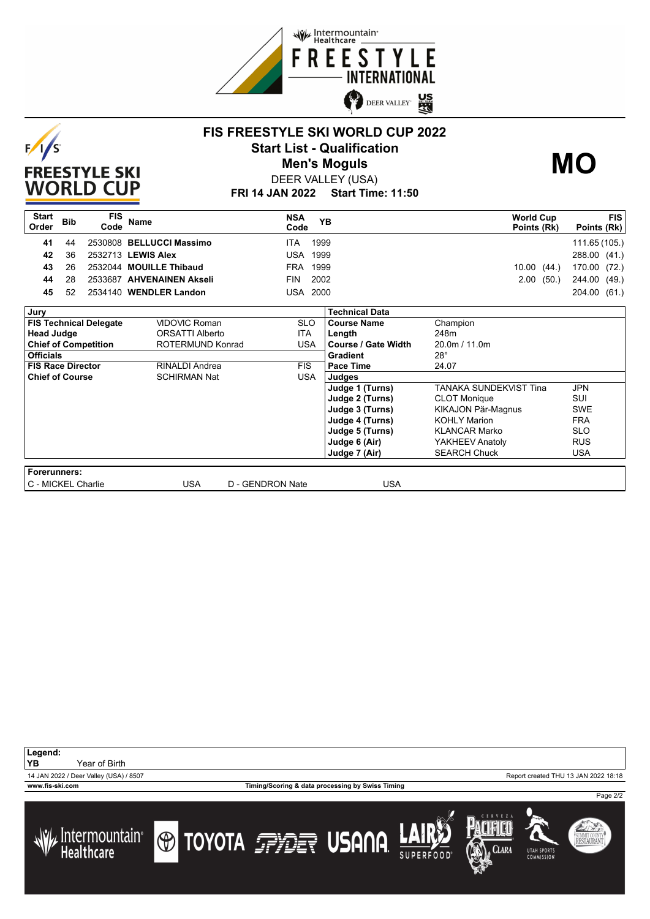## FIS FREESTYLE SKI WORLD CUP 2022

### Start List - Qualification

### Men's Moguls

**MO**

DEER VALLEY (USA)

**FRI 14 JAN 2022 Start Time: 11:50**

| Start Order | Bib | FIS Code | Name | NSA Code | YB | World Cup Points (Rk) | FIS Points (Rk) |
|---|---|---|---|---|---|---|---|
| 41 | 44 | 2530808 | **BELLUCCI Massimo** | ITA | 1999 | | 111.65 (105.) |
| 42 | 36 | 2532713 | **LEWIS Alex** | USA | 1999 | | 288.00 (41.) |
| 43 | 26 | 2532044 | **MOUILLE Thibaud** | FRA | 1999 | 10.00 (44.) | 170.00 (72.) |
| 44 | 28 | 2533687 | **AHVENAINEN Akseli** | FIN | 2002 | 2.00 (50.) | 244.00 (49.) |
| 45 | 52 | 2534140 | **WENDLER Landon** | USA | 2000 | | 204.00 (61.) |

| Jury | | |
|---|---|---|
| **FIS Technical Delegate** | VIDOVIC Roman | SLO |
| **Head Judge** | ORSATTI Alberto | ITA |
| **Chief of Competition** | ROTERMUND Konrad | USA |
| **Officials** | | |
| **FIS Race Director** | RINALDI Andrea | FIS |
| **Chief of Course** | SCHIRMAN Nat | USA |

| Technical Data | | |
|---|---|---|
| **Course Name** | Champion | |
| **Length** | 248m | |
| **Course / Gate Width** | 20.0m / 11.0m | |
| **Gradient** | 28° | |
| **Pace Time** | 24.07 | |
| **Judges** | | |
| **Judge 1 (Turns)** | TANAKA SUNDEKVIST Tina | JPN |
| **Judge 2 (Turns)** | CLOT Monique | SUI |
| **Judge 3 (Turns)** | KIKAJON Pär-Magnus | SWE |
| **Judge 4 (Turns)** | KOHLY Marion | FRA |
| **Judge 5 (Turns)** | KLANCAR Marko | SLO |
| **Judge 6 (Air)** | YAKHEEV Anatoly | RUS |
| **Judge 7 (Air)** | SEARCH Chuck | USA |

**Forerunners:**

C - MICKEL Charlie USA D - GENDRON Nate USA

**Legend:**

**YB** Year of Birth

14 JAN 2022 / Deer Valley (USA) / 8507

Report created THU 13 JAN 2022 18:18

www.fis-ski.com

Timing/Scoring & data processing by Swiss Timing